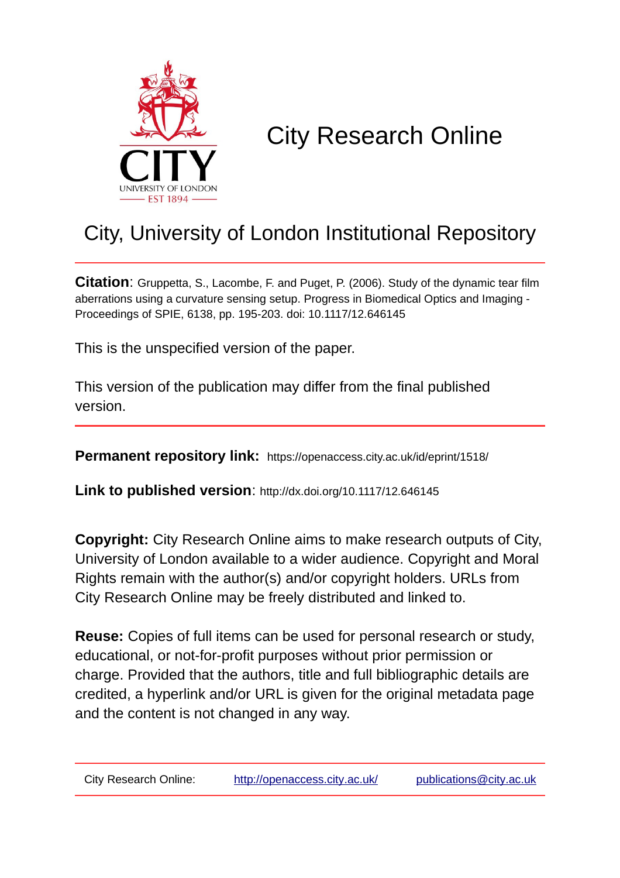# City Research Online

## City, University of London Institutional Repository

**Citation**: Gruppetta, S., Lacombe, F. and Puget, P. (2006). Study of the dynamic tear film aberrations using a curvature sensing setup. Progress in Biomedical Optics and Imaging - Proceedings of SPIE, 6138, pp. 195-203. doi: 10.1117/12.646145

This is the unspecified version of the paper.

This version of the publication may differ from the final published version.

---

**Permanent repository link:** https://openaccess.city.ac.uk/id/eprint/1518/

**Link to published version**: http://dx.doi.org/10.1117/12.646145

**Copyright:** City Research Online aims to make research outputs of City, University of London available to a wider audience. Copyright and Moral Rights remain with the author(s) and/or copyright holders. URLs from City Research Online may be freely distributed and linked to.

**Reuse:** Copies of full items can be used for personal research or study, educational, or not-for-profit purposes without prior permission or charge. Provided that the authors, title and full bibliographic details are credited, a hyperlink and/or URL is given for the original metadata page and the content is not changed in any way.

---

City Research Online: http://openaccess.city.ac.uk/ publications@city.ac.uk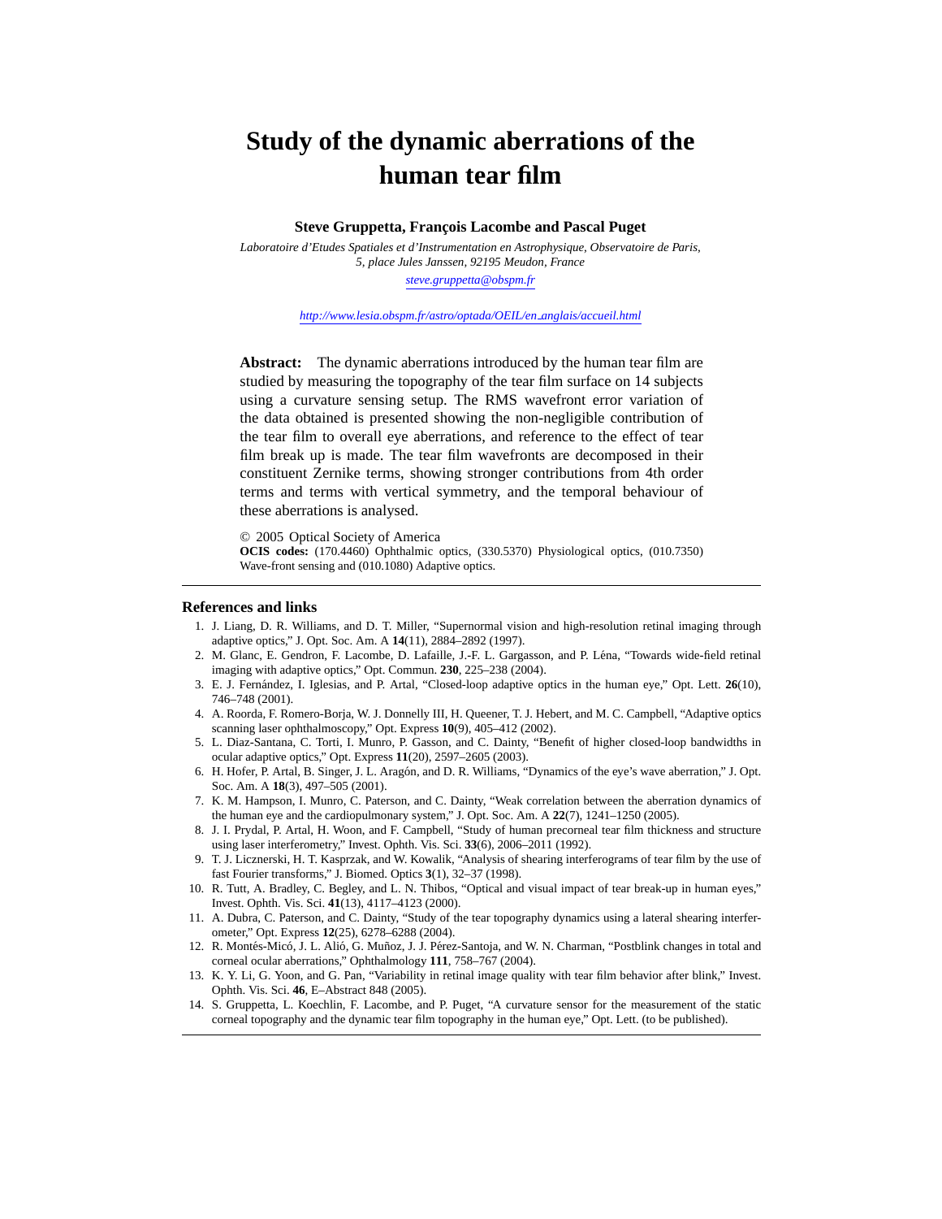# Study of the dynamic aberrations of the human tear film

**Steve Gruppetta, François Lacombe and Pascal Puget**

*Laboratoire d'Etudes Spatiales et d'Instrumentation en Astrophysique, Observatoire de Paris, 5, place Jules Janssen, 92195 Meudon, France*

*steve.gruppetta@obspm.fr*

*http://www.lesia.obspm.fr/astro/optada/OEIL/en_anglais/accueil.html*

**Abstract:** The dynamic aberrations introduced by the human tear film are studied by measuring the topography of the tear film surface on 14 subjects using a curvature sensing setup. The RMS wavefront error variation of the data obtained is presented showing the non-negligible contribution of the tear film to overall eye aberrations, and reference to the effect of tear film break up is made. The tear film wavefronts are decomposed in their constituent Zernike terms, showing stronger contributions from 4th order terms and terms with vertical symmetry, and the temporal behaviour of these aberrations is analysed.

© 2005 Optical Society of America

**OCIS codes:** (170.4460) Ophthalmic optics, (330.5370) Physiological optics, (010.7350) Wave-front sensing and (010.1080) Adaptive optics.

## References and links

1. J. Liang, D. R. Williams, and D. T. Miller, "Supernormal vision and high-resolution retinal imaging through adaptive optics," J. Opt. Soc. Am. A **14**(11), 2884–2892 (1997).
2. M. Glanc, E. Gendron, F. Lacombe, D. Lafaille, J.-F. L. Gargasson, and P. Léna, "Towards wide-field retinal imaging with adaptive optics," Opt. Commun. **230**, 225–238 (2004).
3. E. J. Fernández, I. Iglesias, and P. Artal, "Closed-loop adaptive optics in the human eye," Opt. Lett. **26**(10), 746–748 (2001).
4. A. Roorda, F. Romero-Borja, W. J. Donnelly III, H. Queener, T. J. Hebert, and M. C. Campbell, "Adaptive optics scanning laser ophthalmoscopy," Opt. Express **10**(9), 405–412 (2002).
5. L. Diaz-Santana, C. Torti, I. Munro, P. Gasson, and C. Dainty, "Benefit of higher closed-loop bandwidths in ocular adaptive optics," Opt. Express **11**(20), 2597–2605 (2003).
6. H. Hofer, P. Artal, B. Singer, J. L. Aragón, and D. R. Williams, "Dynamics of the eye's wave aberration," J. Opt. Soc. Am. A **18**(3), 497–505 (2001).
7. K. M. Hampson, I. Munro, C. Paterson, and C. Dainty, "Weak correlation between the aberration dynamics of the human eye and the cardiopulmonary system," J. Opt. Soc. Am. A **22**(7), 1241–1250 (2005).
8. J. I. Prydal, P. Artal, H. Woon, and F. Campbell, "Study of human precorneal tear film thickness and structure using laser interferometry," Invest. Ophth. Vis. Sci. **33**(6), 2006–2011 (1992).
9. T. J. Licznerski, H. T. Kasprzak, and W. Kowalik, "Analysis of shearing interferograms of tear film by the use of fast Fourier transforms," J. Biomed. Optics **3**(1), 32–37 (1998).
10. R. Tutt, A. Bradley, C. Begley, and L. N. Thibos, "Optical and visual impact of tear break-up in human eyes," Invest. Ophth. Vis. Sci. **41**(13), 4117–4123 (2000).
11. A. Dubra, C. Paterson, and C. Dainty, "Study of the tear topography dynamics using a lateral shearing interferometer," Opt. Express **12**(25), 6278–6288 (2004).
12. R. Montés-Micó, J. L. Alió, G. Muñoz, J. J. Pérez-Santoja, and W. N. Charman, "Postblink changes in total and corneal ocular aberrations," Ophthalmology **111**, 758–767 (2004).
13. K. Y. Li, G. Yoon, and G. Pan, "Variability in retinal image quality with tear film behavior after blink," Invest. Ophth. Vis. Sci. **46**, E–Abstract 848 (2005).
14. S. Gruppetta, L. Koechlin, F. Lacombe, and P. Puget, "A curvature sensor for the measurement of the static corneal topography and the dynamic tear film topography in the human eye," Opt. Lett. (to be published).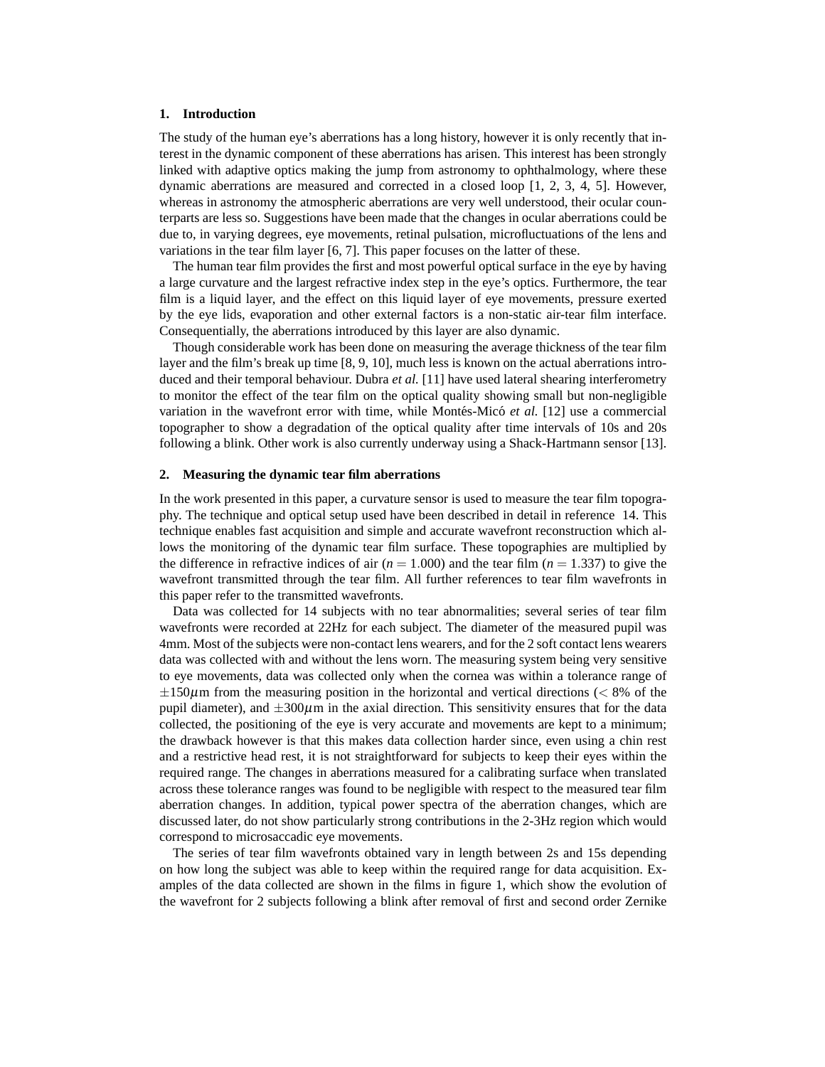## 1. Introduction

The study of the human eye's aberrations has a long history, however it is only recently that interest in the dynamic component of these aberrations has arisen. This interest has been strongly linked with adaptive optics making the jump from astronomy to ophthalmology, where these dynamic aberrations are measured and corrected in a closed loop [1, 2, 3, 4, 5]. However, whereas in astronomy the atmospheric aberrations are very well understood, their ocular counterparts are less so. Suggestions have been made that the changes in ocular aberrations could be due to, in varying degrees, eye movements, retinal pulsation, microfluctuations of the lens and variations in the tear film layer [6, 7]. This paper focuses on the latter of these.

The human tear film provides the first and most powerful optical surface in the eye by having a large curvature and the largest refractive index step in the eye's optics. Furthermore, the tear film is a liquid layer, and the effect on this liquid layer of eye movements, pressure exerted by the eye lids, evaporation and other external factors is a non-static air-tear film interface. Consequentially, the aberrations introduced by this layer are also dynamic.

Though considerable work has been done on measuring the average thickness of the tear film layer and the film's break up time [8, 9, 10], much less is known on the actual aberrations introduced and their temporal behaviour. Dubra *et al.* [11] have used lateral shearing interferometry to monitor the effect of the tear film on the optical quality showing small but non-negligible variation in the wavefront error with time, while Montés-Micó *et al.* [12] use a commercial topographer to show a degradation of the optical quality after time intervals of 10s and 20s following a blink. Other work is also currently underway using a Shack-Hartmann sensor [13].

## 2. Measuring the dynamic tear film aberrations

In the work presented in this paper, a curvature sensor is used to measure the tear film topography. The technique and optical setup used have been described in detail in reference 14. This technique enables fast acquisition and simple and accurate wavefront reconstruction which allows the monitoring of the dynamic tear film surface. These topographies are multiplied by the difference in refractive indices of air ($n = 1.000$) and the tear film ($n = 1.337$) to give the wavefront transmitted through the tear film. All further references to tear film wavefronts in this paper refer to the transmitted wavefronts.

Data was collected for 14 subjects with no tear abnormalities; several series of tear film wavefronts were recorded at 22Hz for each subject. The diameter of the measured pupil was 4mm. Most of the subjects were non-contact lens wearers, and for the 2 soft contact lens wearers data was collected with and without the lens worn. The measuring system being very sensitive to eye movements, data was collected only when the cornea was within a tolerance range of $\pm 150\mu$m from the measuring position in the horizontal and vertical directions ($< 8\%$ of the pupil diameter), and $\pm 300\mu$m in the axial direction. This sensitivity ensures that for the data collected, the positioning of the eye is very accurate and movements are kept to a minimum; the drawback however is that this makes data collection harder since, even using a chin rest and a restrictive head rest, it is not straightforward for subjects to keep their eyes within the required range. The changes in aberrations measured for a calibrating surface when translated across these tolerance ranges was found to be negligible with respect to the measured tear film aberration changes. In addition, typical power spectra of the aberration changes, which are discussed later, do not show particularly strong contributions in the 2-3Hz region which would correspond to microsaccadic eye movements.

The series of tear film wavefronts obtained vary in length between 2s and 15s depending on how long the subject was able to keep within the required range for data acquisition. Examples of the data collected are shown in the films in figure 1, which show the evolution of the wavefront for 2 subjects following a blink after removal of first and second order Zernike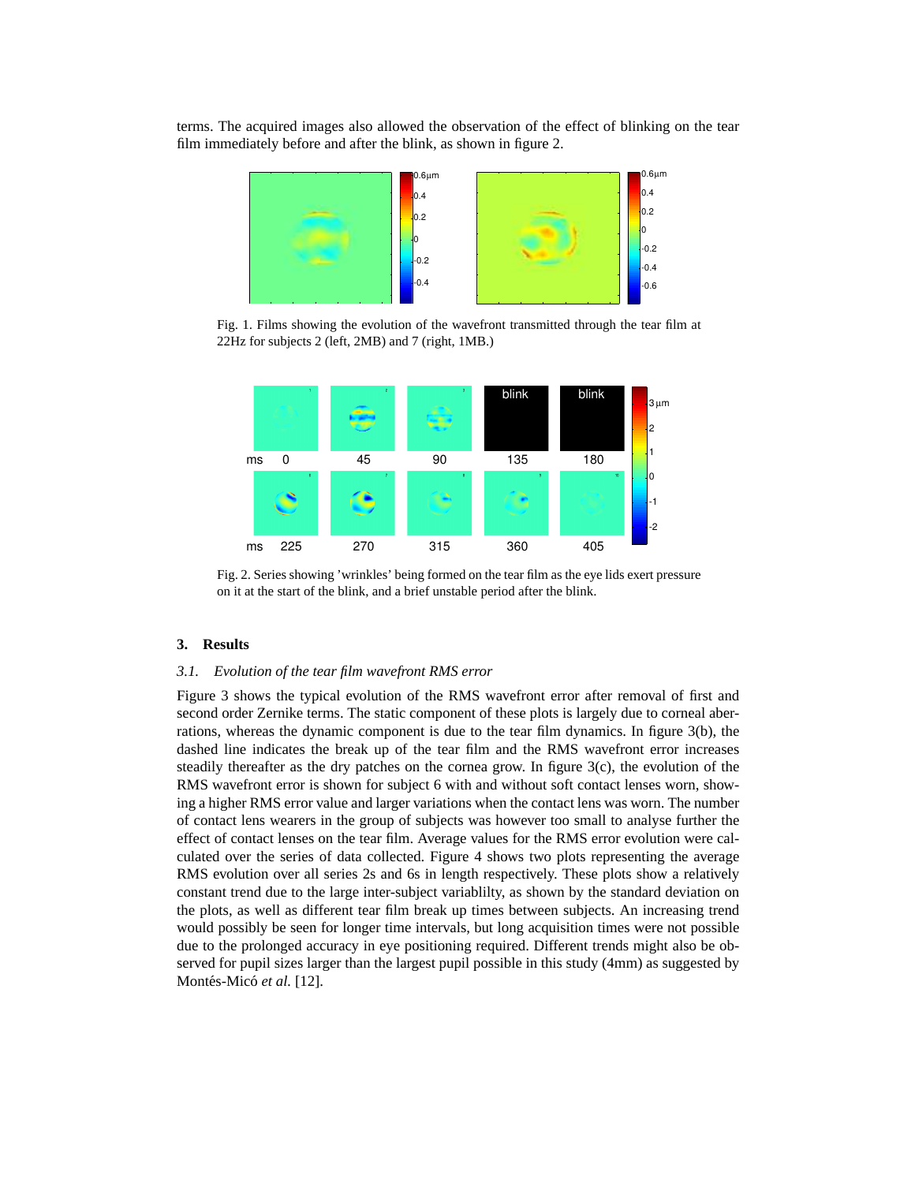terms. The acquired images also allowed the observation of the effect of blinking on the tear film immediately before and after the blink, as shown in figure 2.

Fig. 1. Films showing the evolution of the wavefront transmitted through the tear film at 22Hz for subjects 2 (left, 2MB) and 7 (right, 1MB.)

Fig. 2. Series showing 'wrinkles' being formed on the tear film as the eye lids exert pressure on it at the start of the blink, and a brief unstable period after the blink.

## 3. Results

### *3.1. Evolution of the tear film wavefront RMS error*

Figure 3 shows the typical evolution of the RMS wavefront error after removal of first and second order Zernike terms. The static component of these plots is largely due to corneal aberrations, whereas the dynamic component is due to the tear film dynamics. In figure 3(b), the dashed line indicates the break up of the tear film and the RMS wavefront error increases steadily thereafter as the dry patches on the cornea grow. In figure 3(c), the evolution of the RMS wavefront error is shown for subject 6 with and without soft contact lenses worn, showing a higher RMS error value and larger variations when the contact lens was worn. The number of contact lens wearers in the group of subjects was however too small to analyse further the effect of contact lenses on the tear film. Average values for the RMS error evolution were calculated over the series of data collected. Figure 4 shows two plots representing the average RMS evolution over all series 2s and 6s in length respectively. These plots show a relatively constant trend due to the large inter-subject variablilty, as shown by the standard deviation on the plots, as well as different tear film break up times between subjects. An increasing trend would possibly be seen for longer time intervals, but long acquisition times were not possible due to the prolonged accuracy in eye positioning required. Different trends might also be observed for pupil sizes larger than the largest pupil possible in this study (4mm) as suggested by Montés-Micó *et al.* [12].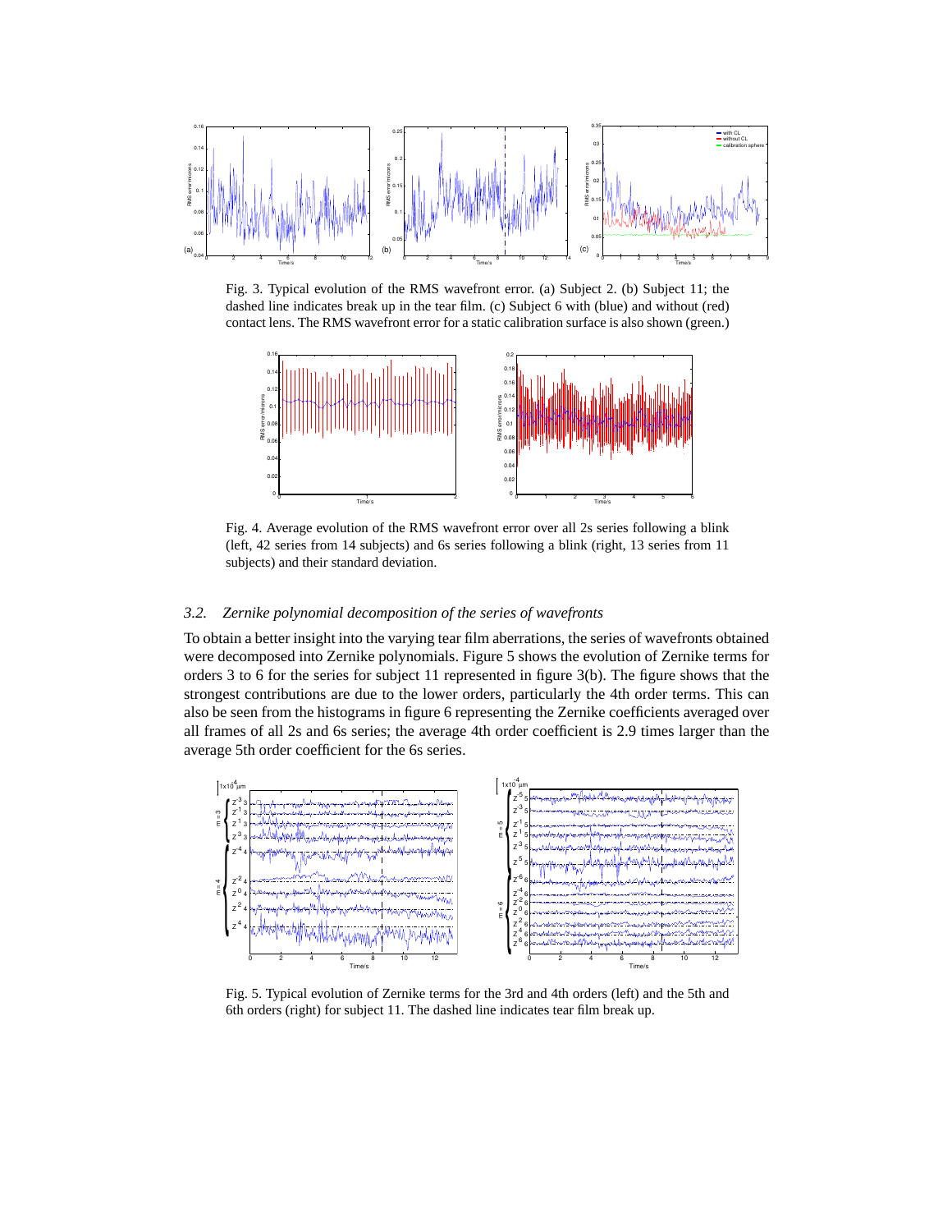Fig. 3. Typical evolution of the RMS wavefront error. (a) Subject 2. (b) Subject 11; the dashed line indicates break up in the tear film. (c) Subject 6 with (blue) and without (red) contact lens. The RMS wavefront error for a static calibration surface is also shown (green.)

Fig. 4. Average evolution of the RMS wavefront error over all 2s series following a blink (left, 42 series from 14 subjects) and 6s series following a blink (right, 13 series from 11 subjects) and their standard deviation.

### *3.2. Zernike polynomial decomposition of the series of wavefronts*

To obtain a better insight into the varying tear film aberrations, the series of wavefronts obtained were decomposed into Zernike polynomials. Figure 5 shows the evolution of Zernike terms for orders 3 to 6 for the series for subject 11 represented in figure 3(b). The figure shows that the strongest contributions are due to the lower orders, particularly the 4th order terms. This can also be seen from the histograms in figure 6 representing the Zernike coefficients averaged over all frames of all 2s and 6s series; the average 4th order coefficient is 2.9 times larger than the average 5th order coefficient for the 6s series.

Fig. 5. Typical evolution of Zernike terms for the 3rd and 4th orders (left) and the 5th and 6th orders (right) for subject 11. The dashed line indicates tear film break up.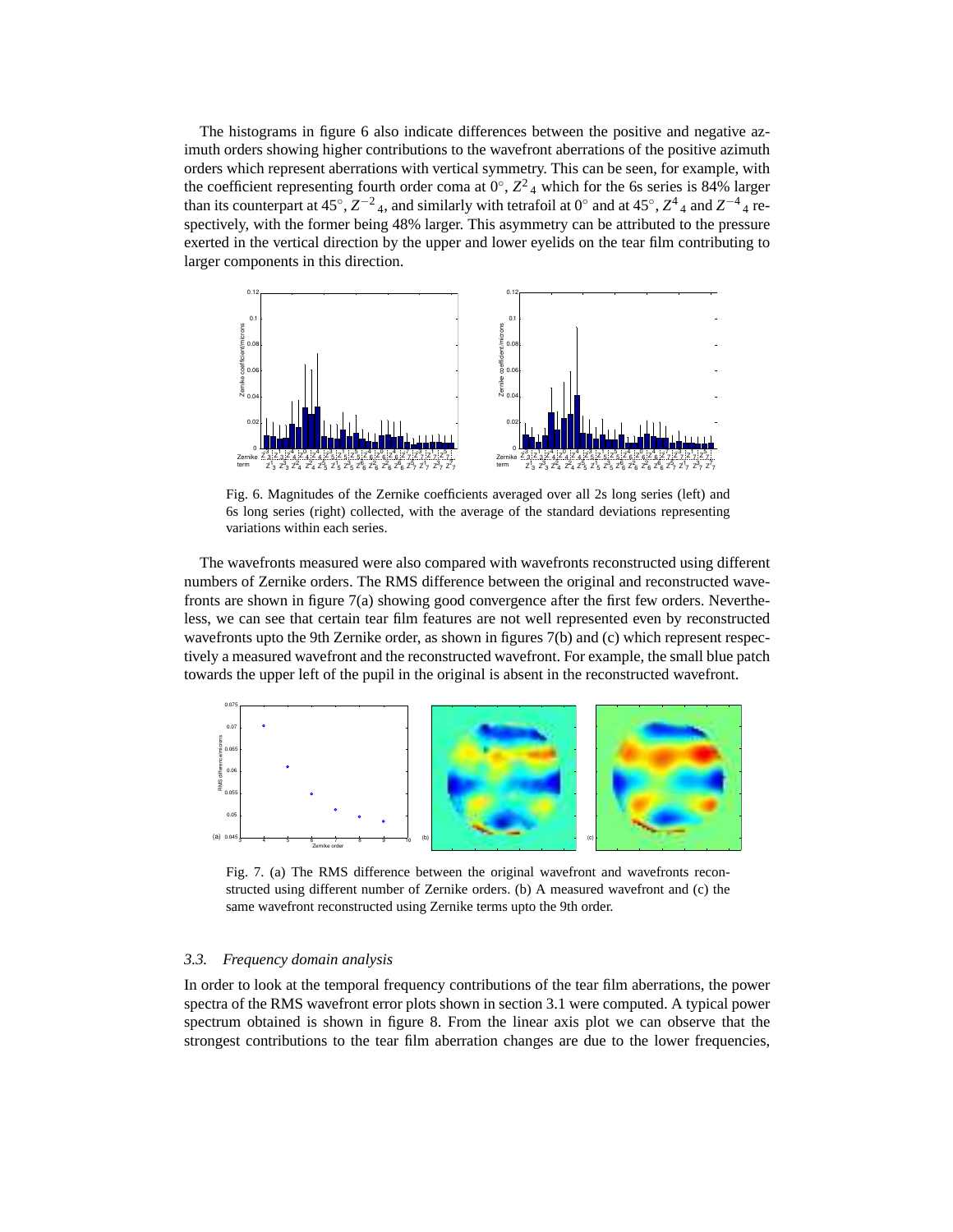The histograms in figure 6 also indicate differences between the positive and negative azimuth orders showing higher contributions to the wavefront aberrations of the positive azimuth orders which represent aberrations with vertical symmetry. This can be seen, for example, with the coefficient representing fourth order coma at 0°, $Z^2{}_4$ which for the 6s series is 84% larger than its counterpart at 45°, $Z^{-2}{}_4$, and similarly with tetrafoil at 0° and at 45°, $Z^4{}_4$ and $Z^{-4}{}_4$ respectively, with the former being 48% larger. This asymmetry can be attributed to the pressure exerted in the vertical direction by the upper and lower eyelids on the tear film contributing to larger components in this direction.

Fig. 6. Magnitudes of the Zernike coefficients averaged over all 2s long series (left) and 6s long series (right) collected, with the average of the standard deviations representing variations within each series.

The wavefronts measured were also compared with wavefronts reconstructed using different numbers of Zernike orders. The RMS difference between the original and reconstructed wavefronts are shown in figure 7(a) showing good convergence after the first few orders. Nevertheless, we can see that certain tear film features are not well represented even by reconstructed wavefronts upto the 9th Zernike order, as shown in figures 7(b) and (c) which represent respectively a measured wavefront and the reconstructed wavefront. For example, the small blue patch towards the upper left of the pupil in the original is absent in the reconstructed wavefront.

Fig. 7. (a) The RMS difference between the original wavefront and wavefronts reconstructed using different number of Zernike orders. (b) A measured wavefront and (c) the same wavefront reconstructed using Zernike terms upto the 9th order.

### *3.3. Frequency domain analysis*

In order to look at the temporal frequency contributions of the tear film aberrations, the power spectra of the RMS wavefront error plots shown in section 3.1 were computed. A typical power spectrum obtained is shown in figure 8. From the linear axis plot we can observe that the strongest contributions to the tear film aberration changes are due to the lower frequencies,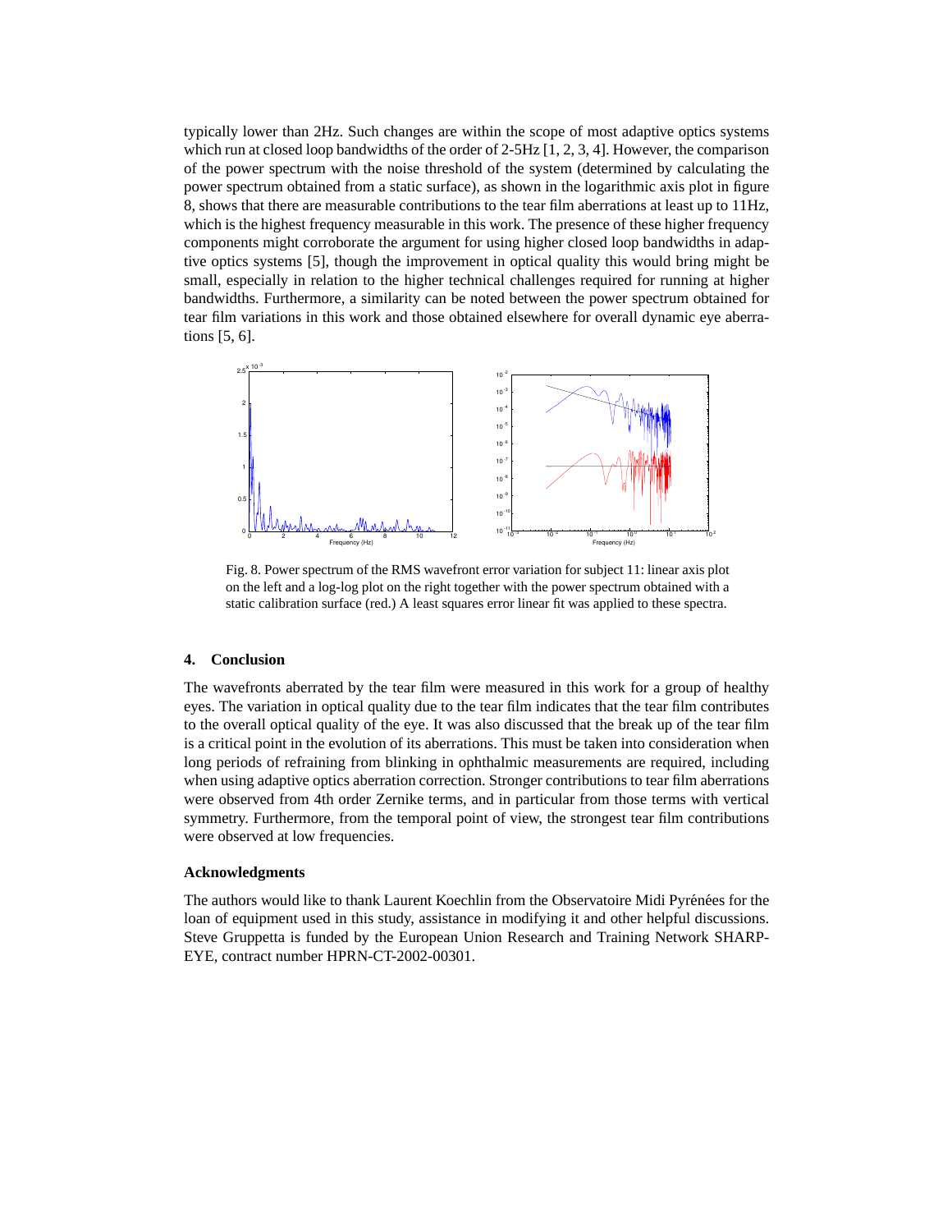typically lower than 2Hz. Such changes are within the scope of most adaptive optics systems which run at closed loop bandwidths of the order of 2-5Hz [1, 2, 3, 4]. However, the comparison of the power spectrum with the noise threshold of the system (determined by calculating the power spectrum obtained from a static surface), as shown in the logarithmic axis plot in figure 8, shows that there are measurable contributions to the tear film aberrations at least up to 11Hz, which is the highest frequency measurable in this work. The presence of these higher frequency components might corroborate the argument for using higher closed loop bandwidths in adaptive optics systems [5], though the improvement in optical quality this would bring might be small, especially in relation to the higher technical challenges required for running at higher bandwidths. Furthermore, a similarity can be noted between the power spectrum obtained for tear film variations in this work and those obtained elsewhere for overall dynamic eye aberrations [5, 6].

2.5 x 10^-3
2
1.5
1
0.5
0
0 2 4 6 8 10 12
Frequency (Hz)

10^-2
10^-3
10^-4
10^-5
10^-6
10^-7
10^-8
10^-9
10^-10
10^-11
10^-3 10^-2 10^-1 10^0 10^1 10^2
Frequency (Hz)

Fig. 8. Power spectrum of the RMS wavefront error variation for subject 11: linear axis plot on the left and a log-log plot on the right together with the power spectrum obtained with a static calibration surface (red.) A least squares error linear fit was applied to these spectra.

## 4. Conclusion

The wavefronts aberrated by the tear film were measured in this work for a group of healthy eyes. The variation in optical quality due to the tear film indicates that the tear film contributes to the overall optical quality of the eye. It was also discussed that the break up of the tear film is a critical point in the evolution of its aberrations. This must be taken into consideration when long periods of refraining from blinking in ophthalmic measurements are required, including when using adaptive optics aberration correction. Stronger contributions to tear film aberrations were observed from 4th order Zernike terms, and in particular from those terms with vertical symmetry. Furthermore, from the temporal point of view, the strongest tear film contributions were observed at low frequencies.

### Acknowledgments

The authors would like to thank Laurent Koechlin from the Observatoire Midi Pyrénées for the loan of equipment used in this study, assistance in modifying it and other helpful discussions. Steve Gruppetta is funded by the European Union Research and Training Network SHARP-EYE, contract number HPRN-CT-2002-00301.